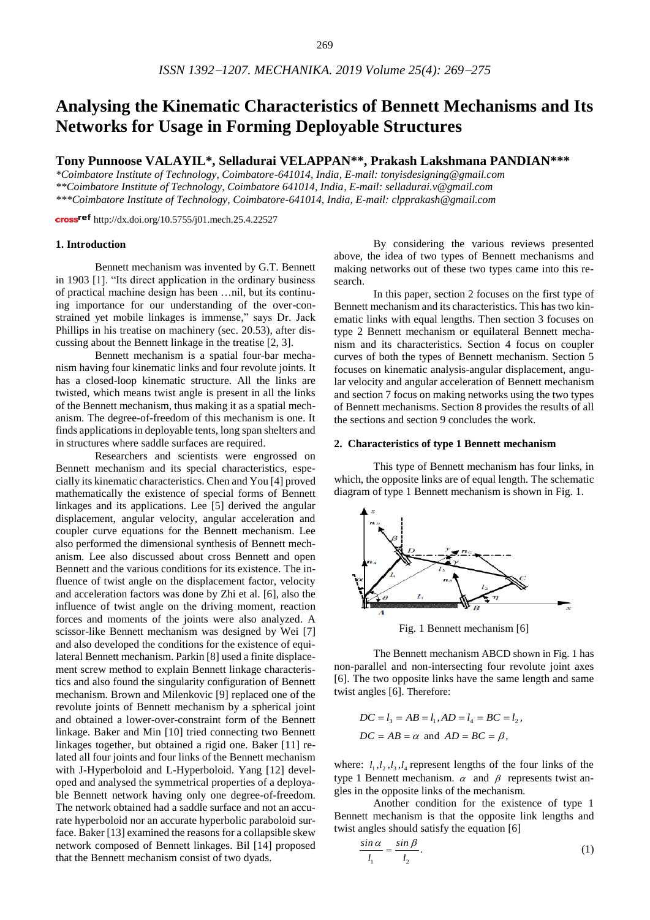# Analysing the Kinematic Characteristics of Bennett Mechanisms and Its Networks for Usage in Forming Deployable Structures

**Tony Punnoose VALAYIL\*, Selladurai VELAPPAN\*\*, Prakash Lakshmana PANDIAN\*\*\***

*\*Coimbatore Institute of Technology, Coimbatore-641014, India, E-mail: tonyisdesigning@gmail.com*
*\*\*Coimbatore Institute of Technology, Coimbatore 641014, India, E-mail: selladurai.v@gmail.com*
*\*\*\*Coimbatore Institute of Technology, Coimbatore-641014, India, E-mail: clpprakash@gmail.com*

crossref http://dx.doi.org/10.5755/j01.mech.25.4.22527

## 1. Introduction

Bennett mechanism was invented by G.T. Bennett in 1903 [1]. "Its direct application in the ordinary business of practical machine design has been …nil, but its continuing importance for our understanding of the over-constrained yet mobile linkages is immense," says Dr. Jack Phillips in his treatise on machinery (sec. 20.53), after discussing about the Bennett linkage in the treatise [2, 3].

Bennett mechanism is a spatial four-bar mechanism having four kinematic links and four revolute joints. It has a closed-loop kinematic structure. All the links are twisted, which means twist angle is present in all the links of the Bennett mechanism, thus making it as a spatial mechanism. The degree-of-freedom of this mechanism is one. It finds applications in deployable tents, long span shelters and in structures where saddle surfaces are required.

Researchers and scientists were engrossed on Bennett mechanism and its special characteristics, especially its kinematic characteristics. Chen and You [4] proved mathematically the existence of special forms of Bennett linkages and its applications. Lee [5] derived the angular displacement, angular velocity, angular acceleration and coupler curve equations for the Bennett mechanism. Lee also performed the dimensional synthesis of Bennett mechanism. Lee also discussed about cross Bennett and open Bennett and the various conditions for its existence. The influence of twist angle on the displacement factor, velocity and acceleration factors was done by Zhi et al. [6], also the influence of twist angle on the driving moment, reaction forces and moments of the joints were also analyzed. A scissor-like Bennett mechanism was designed by Wei [7] and also developed the conditions for the existence of equilateral Bennett mechanism. Parkin [8] used a finite displacement screw method to explain Bennett linkage characteristics and also found the singularity configuration of Bennett mechanism. Brown and Milenkovic [9] replaced one of the revolute joints of Bennett mechanism by a spherical joint and obtained a lower-over-constraint form of the Bennett linkage. Baker and Min [10] tried connecting two Bennett linkages together, but obtained a rigid one. Baker [11] related all four joints and four links of the Bennett mechanism with J-Hyperboloid and L-Hyperboloid. Yang [12] developed and analysed the symmetrical properties of a deployable Bennett network having only one degree-of-freedom. The network obtained had a saddle surface and not an accurate hyperboloid nor an accurate hyperbolic paraboloid surface. Baker [13] examined the reasons for a collapsible skew network composed of Bennett linkages. Bil [14] proposed that the Bennett mechanism consist of two dyads.

By considering the various reviews presented above, the idea of two types of Bennett mechanisms and making networks out of these two types came into this research.

In this paper, section 2 focuses on the first type of Bennett mechanism and its characteristics. This has two kinematic links with equal lengths. Then section 3 focuses on type 2 Bennett mechanism or equilateral Bennett mechanism and its characteristics. Section 4 focus on coupler curves of both the types of Bennett mechanism. Section 5 focuses on kinematic analysis-angular displacement, angular velocity and angular acceleration of Bennett mechanism and section 7 focus on making networks using the two types of Bennett mechanisms. Section 8 provides the results of all the sections and section 9 concludes the work.

## 2. Characteristics of type 1 Bennett mechanism

This type of Bennett mechanism has four links, in which, the opposite links are of equal length. The schematic diagram of type 1 Bennett mechanism is shown in Fig. 1.

Fig. 1 Bennett mechanism [6]

The Bennett mechanism ABCD shown in Fig. 1 has non-parallel and non-intersecting four revolute joint axes [6]. The two opposite links have the same length and same twist angles [6]. Therefore:

$$DC = l_3 = AB = l_1, AD = l_4 = BC = l_2,$$

$$DC = AB = \alpha \text{ and } AD = BC = \beta,$$

where: $l_1, l_2, l_3, l_4$ represent lengths of the four links of the type 1 Bennett mechanism. $\alpha$ and $\beta$ represents twist angles in the opposite links of the mechanism.

Another condition for the existence of type 1 Bennett mechanism is that the opposite link lengths and twist angles should satisfy the equation [6]

$$\frac{\sin\alpha}{l_1} = \frac{\sin\beta}{l_2}. \tag{1}$$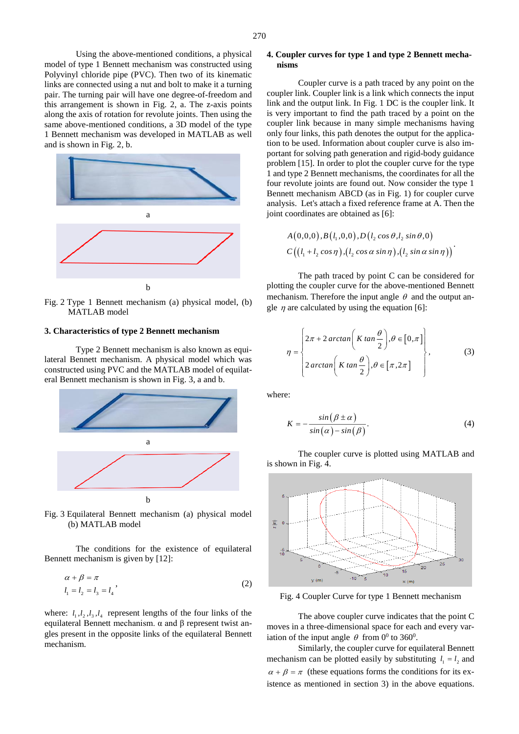Using the above-mentioned conditions, a physical model of type 1 Bennett mechanism was constructed using Polyvinyl chloride pipe (PVC). Then two of its kinematic links are connected using a nut and bolt to make it a turning pair. The turning pair will have one degree-of-freedom and this arrangement is shown in Fig. 2, a. The z-axis points along the axis of rotation for revolute joints. Then using the same above-mentioned conditions, a 3D model of the type 1 Bennett mechanism was developed in MATLAB as well and is shown in Fig. 2, b.

a

b

Fig. 2 Type 1 Bennett mechanism (a) physical model, (b) MATLAB model

### 3. Characteristics of type 2 Bennett mechanism

Type 2 Bennett mechanism is also known as equilateral Bennett mechanism. A physical model which was constructed using PVC and the MATLAB model of equilateral Bennett mechanism is shown in Fig. 3, a and b.

a

b

Fig. 3 Equilateral Bennett mechanism (a) physical model (b) MATLAB model

The conditions for the existence of equilateral Bennett mechanism is given by [12]:

$$\begin{gathered} \alpha + \beta = \pi \\ l_1 = l_2 = l_3 = l_4 \end{gathered}, \tag{2}$$

where: $l_1, l_2, l_3, l_4$ represent lengths of the four links of the equilateral Bennett mechanism. α and β represent twist angles present in the opposite links of the equilateral Bennett mechanism.

### 4. Coupler curves for type 1 and type 2 Bennett mechanisms

Coupler curve is a path traced by any point on the coupler link. Coupler link is a link which connects the input link and the output link. In Fig. 1 DC is the coupler link. It is very important to find the path traced by a point on the coupler link because in many simple mechanisms having only four links, this path denotes the output for the application to be used. Information about coupler curve is also important for solving path generation and rigid-body guidance problem [15]. In order to plot the coupler curve for the type 1 and type 2 Bennett mechanisms, the coordinates for all the four revolute joints are found out. Now consider the type 1 Bennett mechanism ABCD (as in Fig. 1) for coupler curve analysis. Let's attach a fixed reference frame at A. Then the joint coordinates are obtained as [6]:

$$\begin{gathered} A(0,0,0), B(l_1,0,0), D(l_2\cos\theta, l_2\sin\theta, 0) \\ C((l_1 + l_2\cos\eta),(l_2\cos\alpha\sin\eta),(l_2\sin\alpha\sin\eta)) \end{gathered}.$$

The path traced by point C can be considered for plotting the coupler curve for the above-mentioned Bennett mechanism. Therefore the input angle $\theta$ and the output angle $\eta$ are calculated by using the equation [6]:

$$\eta = \begin{Bmatrix} 2\pi + 2\arctan\left(K\tan\dfrac{\theta}{2}\right), \theta \in [0,\pi] \\ 2\arctan\left(K\tan\dfrac{\theta}{2}\right), \theta \in [\pi, 2\pi] \end{Bmatrix}, \tag{3}$$

where:

$$K = -\frac{\sin(\beta \pm \alpha)}{\sin(\alpha) - \sin(\beta)}. \tag{4}$$

The coupler curve is plotted using MATLAB and is shown in Fig. 4.

Fig. 4 Coupler Curve for type 1 Bennett mechanism

The above coupler curve indicates that the point C moves in a three-dimensional space for each and every variation of the input angle $\theta$ from $0^0$ to $360^0$.

Similarly, the coupler curve for equilateral Bennett mechanism can be plotted easily by substituting $l_1 = l_2$ and $\alpha + \beta = \pi$ (these equations forms the conditions for its existence as mentioned in section 3) in the above equations.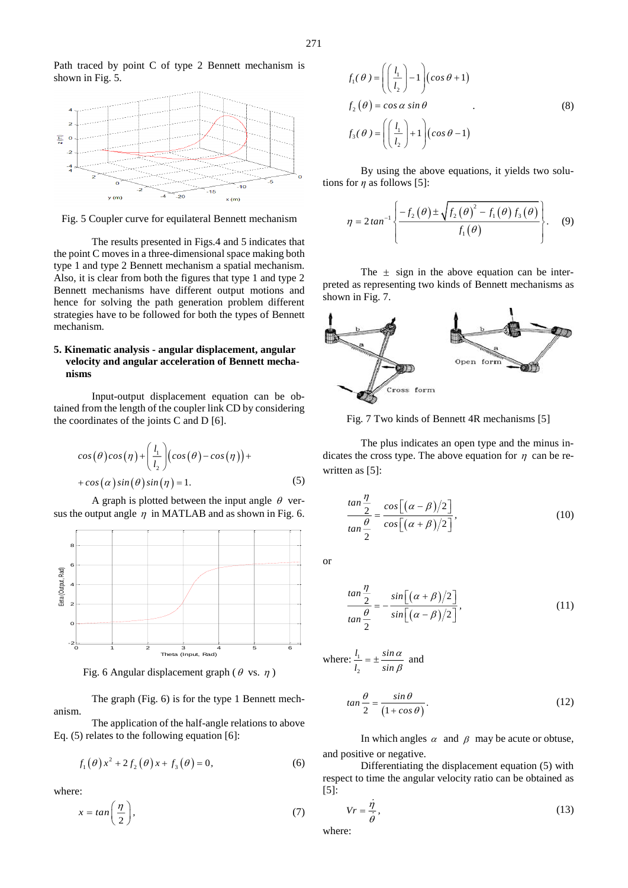Path traced by point C of type 2 Bennett mechanism is shown in Fig. 5.

Fig. 5 Coupler curve for equilateral Bennett mechanism

The results presented in Figs.4 and 5 indicates that the point C moves in a three-dimensional space making both type 1 and type 2 Bennett mechanism a spatial mechanism. Also, it is clear from both the figures that type 1 and type 2 Bennett mechanisms have different output motions and hence for solving the path generation problem different strategies have to be followed for both the types of Bennett mechanism.

## 5. Kinematic analysis - angular displacement, angular velocity and angular acceleration of Bennett mechanisms

Input-output displacement equation can be obtained from the length of the coupler link CD by considering the coordinates of the joints C and D [6].

$$\cos(\theta)\cos(\eta)+\left(\frac{l_1}{l_2}\right)\left(\cos(\theta)-\cos(\eta)\right)+ \\ +\cos(\alpha)\sin(\theta)\sin(\eta)=1. \tag{5}$$

A graph is plotted between the input angle $\theta$ versus the output angle $\eta$ in MATLAB and as shown in Fig. 6.

Fig. 6 Angular displacement graph ($\theta$ vs. $\eta$)

The graph (Fig. 6) is for the type 1 Bennett mechanism.

The application of the half-angle relations to above Eq. (5) relates to the following equation [6]:

$$f_1(\theta)x^2+2f_2(\theta)x+f_3(\theta)=0, \tag{6}$$

where:

$$x=\tan\left(\frac{\eta}{2}\right), \tag{7}$$

$$f_1(\theta)=\left(\left(\frac{l_1}{l_2}\right)-1\right)(\cos\theta+1)$$
$$f_2(\theta)=\cos\alpha\sin\theta \tag{8}$$
$$f_3(\theta)=\left(\left(\frac{l_1}{l_2}\right)+1\right)(\cos\theta-1)$$

By using the above equations, it yields two solutions for $\eta$ as follows [5]:

$$\eta=2\tan^{-1}\left\{\frac{-f_2(\theta)\pm\sqrt{f_2(\theta)^2-f_1(\theta)f_3(\theta)}}{f_1(\theta)}\right\}. \tag{9}$$

The $\pm$ sign in the above equation can be interpreted as representing two kinds of Bennett mechanisms as shown in Fig. 7.

Fig. 7 Two kinds of Bennett 4R mechanisms [5]

The plus indicates an open type and the minus indicates the cross type. The above equation for $\eta$ can be rewritten as [5]:

$$\frac{\tan\dfrac{\eta}{2}}{\tan\dfrac{\theta}{2}}=\frac{\cos\left[(\alpha-\beta)/2\right]}{\cos\left[(\alpha+\beta)/2\right]}, \tag{10}$$

or

$$\frac{\tan\dfrac{\eta}{2}}{\tan\dfrac{\theta}{2}}=-\frac{\sin\left[(\alpha+\beta)/2\right]}{\sin\left[(\alpha-\beta)/2\right]}, \tag{11}$$

where: $\dfrac{l_1}{l_2}=\pm\dfrac{\sin\alpha}{\sin\beta}$ and

$$\tan\frac{\theta}{2}=\frac{\sin\theta}{(1+\cos\theta)}. \tag{12}$$

In which angles $\alpha$ and $\beta$ may be acute or obtuse, and positive or negative.

Differentiating the displacement equation (5) with respect to time the angular velocity ratio can be obtained as [5]:

$$Vr=\frac{\dot{\eta}}{\dot{\theta}}, \tag{13}$$

where: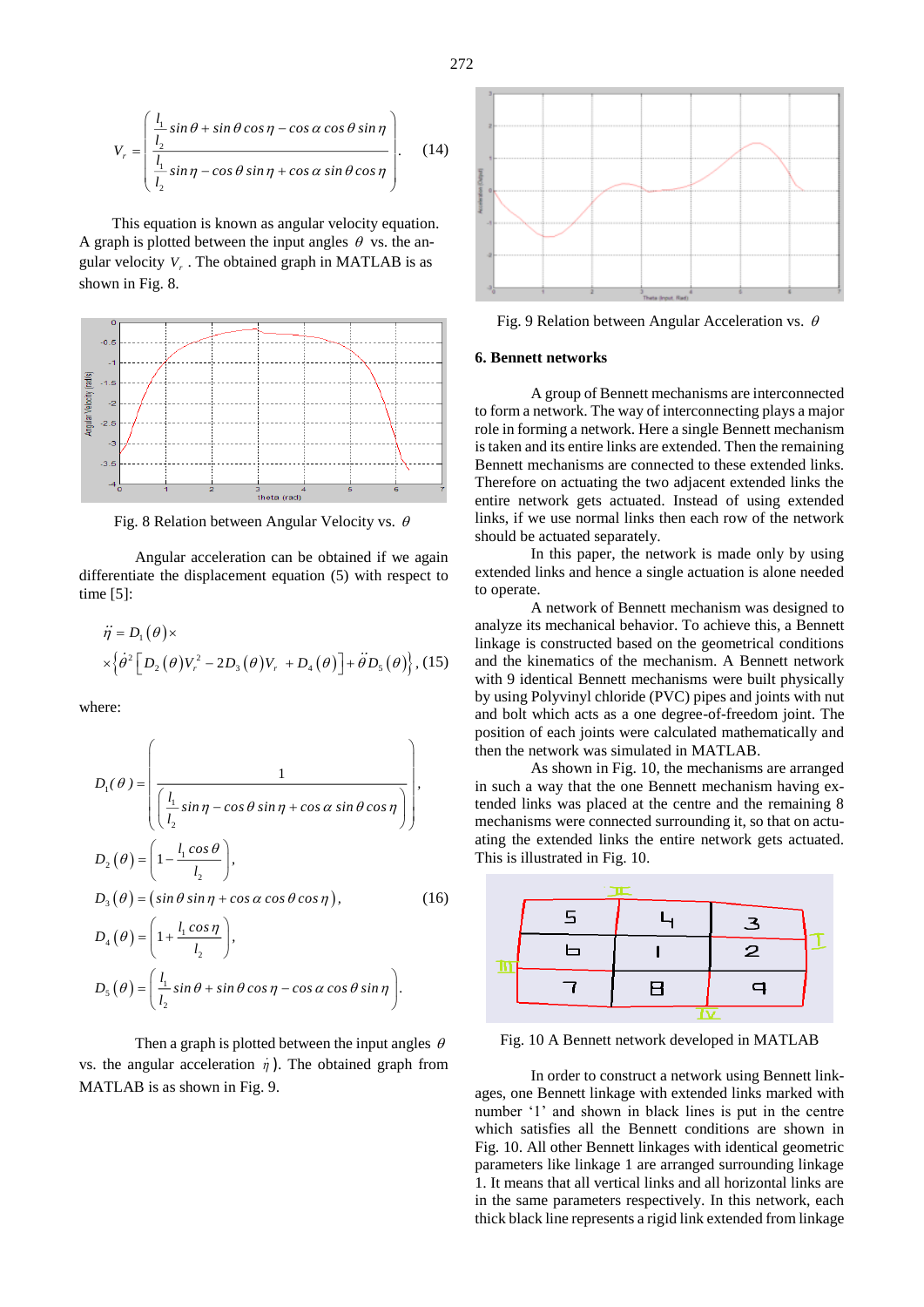$$V_r = \left( \frac{\frac{l_1}{l_2} \sin\theta + \sin\theta\cos\eta - \cos\alpha\cos\theta\sin\eta}{\frac{l_1}{l_2} \sin\eta - \cos\theta\sin\eta + \cos\alpha\sin\theta\cos\eta} \right). \quad (14)$$

This equation is known as angular velocity equation. A graph is plotted between the input angles $\theta$ vs. the angular velocity $V_r$. The obtained graph in MATLAB is as shown in Fig. 8.

Fig. 8 Relation between Angular Velocity vs. $\theta$

Angular acceleration can be obtained if we again differentiate the displacement equation (5) with respect to time [5]:

$$\ddot{\eta} = D_1(\theta) \times \times \left\{ \dot{\theta}^2 \left[ D_2(\theta) V_r^2 - 2D_3(\theta) V_r + D_4(\theta) \right] + \ddot{\theta} D_5(\theta) \right\}, \quad (15)$$

where:

$$D_1(\theta) = \left( \frac{1}{\left( \frac{l_1}{l_2} \sin\eta - \cos\theta\sin\eta + \cos\alpha\sin\theta\cos\eta \right)} \right),$$

$$D_2(\theta) = \left( 1 - \frac{l_1 \cos\theta}{l_2} \right),$$

$$D_3(\theta) = (\sin\theta\sin\eta + \cos\alpha\cos\theta\cos\eta), \quad (16)$$

$$D_4(\theta) = \left( 1 + \frac{l_1 \cos\eta}{l_2} \right),$$

$$D_5(\theta) = \left( \frac{l_1}{l_2} \sin\theta + \sin\theta\cos\eta - \cos\alpha\cos\theta\sin\eta \right).$$

Then a graph is plotted between the input angles $\theta$ vs. the angular acceleration $\ddot{\eta}$). The obtained graph from MATLAB is as shown in Fig. 9.

Fig. 9 Relation between Angular Acceleration vs. $\theta$

## 6. Bennett networks

A group of Bennett mechanisms are interconnected to form a network. The way of interconnecting plays a major role in forming a network. Here a single Bennett mechanism is taken and its entire links are extended. Then the remaining Bennett mechanisms are connected to these extended links. Therefore on actuating the two adjacent extended links the entire network gets actuated. Instead of using extended links, if we use normal links then each row of the network should be actuated separately.

In this paper, the network is made only by using extended links and hence a single actuation is alone needed to operate.

A network of Bennett mechanism was designed to analyze its mechanical behavior. To achieve this, a Bennett linkage is constructed based on the geometrical conditions and the kinematics of the mechanism. A Bennett network with 9 identical Bennett mechanisms were built physically by using Polyvinyl chloride (PVC) pipes and joints with nut and bolt which acts as a one degree-of-freedom joint. The position of each joints were calculated mathematically and then the network was simulated in MATLAB.

As shown in Fig. 10, the mechanisms are arranged in such a way that the one Bennett mechanism having extended links was placed at the centre and the remaining 8 mechanisms were connected surrounding it, so that on actuating the extended links the entire network gets actuated. This is illustrated in Fig. 10.

Fig. 10 A Bennett network developed in MATLAB

In order to construct a network using Bennett linkages, one Bennett linkage with extended links marked with number '1' and shown in black lines is put in the centre which satisfies all the Bennett conditions are shown in Fig. 10. All other Bennett linkages with identical geometric parameters like linkage 1 are arranged surrounding linkage 1. It means that all vertical links and all horizontal links are in the same parameters respectively. In this network, each thick black line represents a rigid link extended from linkage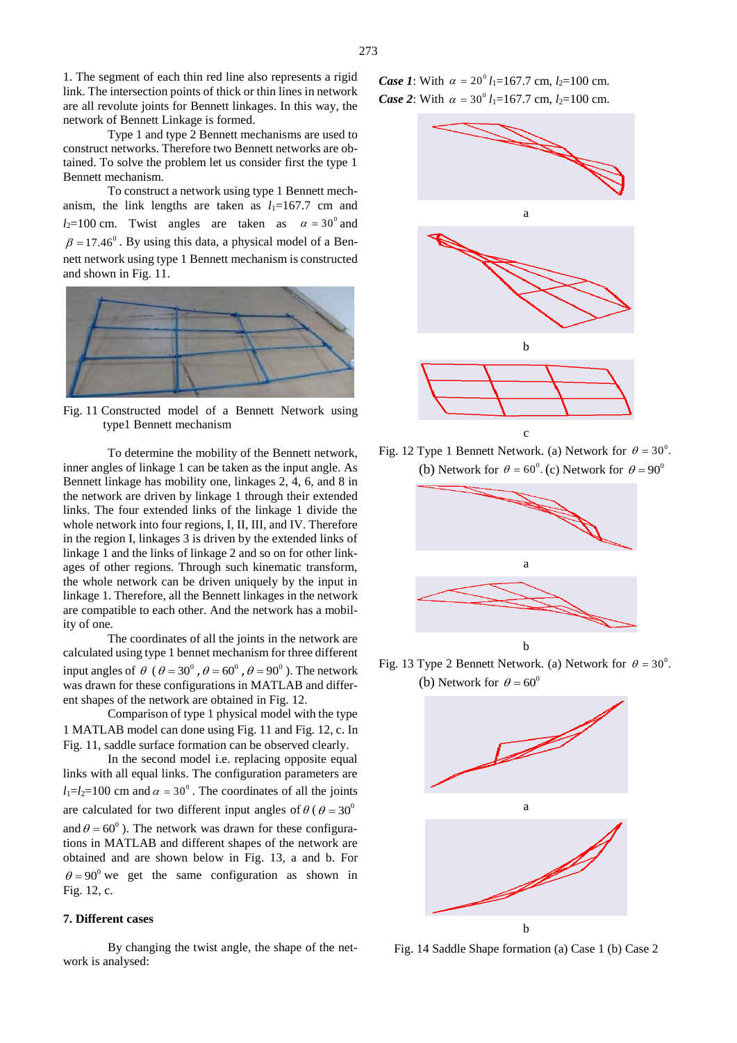1. The segment of each thin red line also represents a rigid link. The intersection points of thick or thin lines in network are all revolute joints for Bennett linkages. In this way, the network of Bennett Linkage is formed.

Type 1 and type 2 Bennett mechanisms are used to construct networks. Therefore two Bennett networks are obtained. To solve the problem let us consider first the type 1 Bennett mechanism.

To construct a network using type 1 Bennett mechanism, the link lengths are taken as $l_1$=167.7 cm and $l_2$=100 cm. Twist angles are taken as $\alpha = 30^0$ and $\beta = 17.46^0$. By using this data, a physical model of a Bennett network using type 1 Bennett mechanism is constructed and shown in Fig. 11.

Fig. 11 Constructed model of a Bennett Network using type1 Bennett mechanism

To determine the mobility of the Bennett network, inner angles of linkage 1 can be taken as the input angle. As Bennett linkage has mobility one, linkages 2, 4, 6, and 8 in the network are driven by linkage 1 through their extended links. The four extended links of the linkage 1 divide the whole network into four regions, I, II, III, and IV. Therefore in the region I, linkages 3 is driven by the extended links of linkage 1 and the links of linkage 2 and so on for other linkages of other regions. Through such kinematic transform, the whole network can be driven uniquely by the input in linkage 1. Therefore, all the Bennett linkages in the network are compatible to each other. And the network has a mobility of one.

The coordinates of all the joints in the network are calculated using type 1 bennet mechanism for three different input angles of $\theta$ ($\theta = 30^0$, $\theta = 60^0$, $\theta = 90^0$). The network was drawn for these configurations in MATLAB and different shapes of the network are obtained in Fig. 12.

Comparison of type 1 physical model with the type 1 MATLAB model can done using Fig. 11 and Fig. 12, c. In Fig. 11, saddle surface formation can be observed clearly.

In the second model i.e. replacing opposite equal links with all equal links. The configuration parameters are $l_1$=$l_2$=100 cm and $\alpha = 30^0$. The coordinates of all the joints are calculated for two different input angles of $\theta$ ($\theta = 30^0$ and $\theta = 60^0$). The network was drawn for these configurations in MATLAB and different shapes of the network are obtained and are shown below in Fig. 13, a and b. For $\theta = 90^0$ we get the same configuration as shown in Fig. 12, c.

### 7. Different cases

By changing the twist angle, the shape of the network is analysed:

***Case 1***: With $\alpha = 20^0$ $l_1$=167.7 cm, $l_2$=100 cm.

***Case 2***: With $\alpha = 30^0$ $l_1$=167.7 cm, $l_2$=100 cm.

Fig. 12 Type 1 Bennett Network. (a) Network for $\theta = 30^0$. (b) Network for $\theta = 60^0$. (c) Network for $\theta = 90^0$

Fig. 13 Type 2 Bennett Network. (a) Network for $\theta = 30^0$. (b) Network for $\theta = 60^0$

Fig. 14 Saddle Shape formation (a) Case 1 (b) Case 2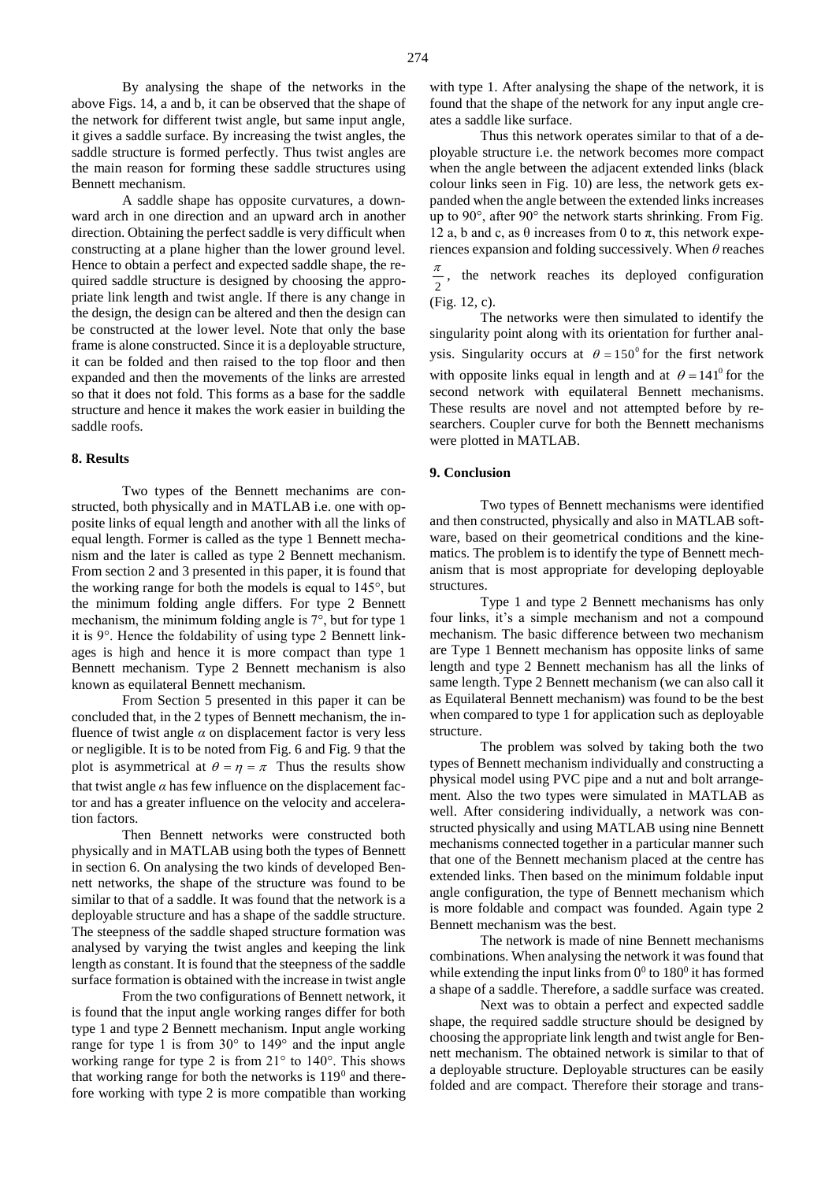By analysing the shape of the networks in the above Figs. 14, a and b, it can be observed that the shape of the network for different twist angle, but same input angle, it gives a saddle surface. By increasing the twist angles, the saddle structure is formed perfectly. Thus twist angles are the main reason for forming these saddle structures using Bennett mechanism.

A saddle shape has opposite curvatures, a downward arch in one direction and an upward arch in another direction. Obtaining the perfect saddle is very difficult when constructing at a plane higher than the lower ground level. Hence to obtain a perfect and expected saddle shape, the required saddle structure is designed by choosing the appropriate link length and twist angle. If there is any change in the design, the design can be altered and then the design can be constructed at the lower level. Note that only the base frame is alone constructed. Since it is a deployable structure, it can be folded and then raised to the top floor and then expanded and then the movements of the links are arrested so that it does not fold. This forms as a base for the saddle structure and hence it makes the work easier in building the saddle roofs.

## 8. Results

Two types of the Bennett mechanims are constructed, both physically and in MATLAB i.e. one with opposite links of equal length and another with all the links of equal length. Former is called as the type 1 Bennett mechanism and the later is called as type 2 Bennett mechanism. From section 2 and 3 presented in this paper, it is found that the working range for both the models is equal to 145°, but the minimum folding angle differs. For type 2 Bennett mechanism, the minimum folding angle is 7°, but for type 1 it is 9°. Hence the foldability of using type 2 Bennett linkages is high and hence it is more compact than type 1 Bennett mechanism. Type 2 Bennett mechanism is also known as equilateral Bennett mechanism.

From Section 5 presented in this paper it can be concluded that, in the 2 types of Bennett mechanism, the influence of twist angle $\alpha$ on displacement factor is very less or negligible. It is to be noted from Fig. 6 and Fig. 9 that the plot is asymmetrical at $\theta = \eta = \pi$ Thus the results show that twist angle $\alpha$ has few influence on the displacement factor and has a greater influence on the velocity and acceleration factors.

Then Bennett networks were constructed both physically and in MATLAB using both the types of Bennett in section 6. On analysing the two kinds of developed Bennett networks, the shape of the structure was found to be similar to that of a saddle. It was found that the network is a deployable structure and has a shape of the saddle structure. The steepness of the saddle shaped structure formation was analysed by varying the twist angles and keeping the link length as constant. It is found that the steepness of the saddle surface formation is obtained with the increase in twist angle

From the two configurations of Bennett network, it is found that the input angle working ranges differ for both type 1 and type 2 Bennett mechanism. Input angle working range for type 1 is from 30° to 149° and the input angle working range for type 2 is from 21° to 140°. This shows that working range for both the networks is $119^0$ and therefore working with type 2 is more compatible than working with type 1. After analysing the shape of the network, it is found that the shape of the network for any input angle creates a saddle like surface.

Thus this network operates similar to that of a deployable structure i.e. the network becomes more compact when the angle between the adjacent extended links (black colour links seen in Fig. 10) are less, the network gets expanded when the angle between the extended links increases up to 90°, after 90° the network starts shrinking. From Fig. 12 a, b and c, as θ increases from 0 to π, this network experiences expansion and folding successively. When $\theta$ reaches $\frac{\pi}{2}$, the network reaches its deployed configuration (Fig. 12, c).

The networks were then simulated to identify the singularity point along with its orientation for further analysis. Singularity occurs at $\theta = 150^0$ for the first network with opposite links equal in length and at $\theta = 141^0$ for the second network with equilateral Bennett mechanisms. These results are novel and not attempted before by researchers. Coupler curve for both the Bennett mechanisms were plotted in MATLAB.

## 9. Conclusion

Two types of Bennett mechanisms were identified and then constructed, physically and also in MATLAB software, based on their geometrical conditions and the kinematics. The problem is to identify the type of Bennett mechanism that is most appropriate for developing deployable structures.

Type 1 and type 2 Bennett mechanisms has only four links, it's a simple mechanism and not a compound mechanism. The basic difference between two mechanism are Type 1 Bennett mechanism has opposite links of same length and type 2 Bennett mechanism has all the links of same length. Type 2 Bennett mechanism (we can also call it as Equilateral Bennett mechanism) was found to be the best when compared to type 1 for application such as deployable structure.

The problem was solved by taking both the two types of Bennett mechanism individually and constructing a physical model using PVC pipe and a nut and bolt arrangement. Also the two types were simulated in MATLAB as well. After considering individually, a network was constructed physically and using MATLAB using nine Bennett mechanisms connected together in a particular manner such that one of the Bennett mechanism placed at the centre has extended links. Then based on the minimum foldable input angle configuration, the type of Bennett mechanism which is more foldable and compact was founded. Again type 2 Bennett mechanism was the best.

The network is made of nine Bennett mechanisms combinations. When analysing the network it was found that while extending the input links from $0^0$ to $180^0$ it has formed a shape of a saddle. Therefore, a saddle surface was created.

Next was to obtain a perfect and expected saddle shape, the required saddle structure should be designed by choosing the appropriate link length and twist angle for Bennett mechanism. The obtained network is similar to that of a deployable structure. Deployable structures can be easily folded and are compact. Therefore their storage and trans-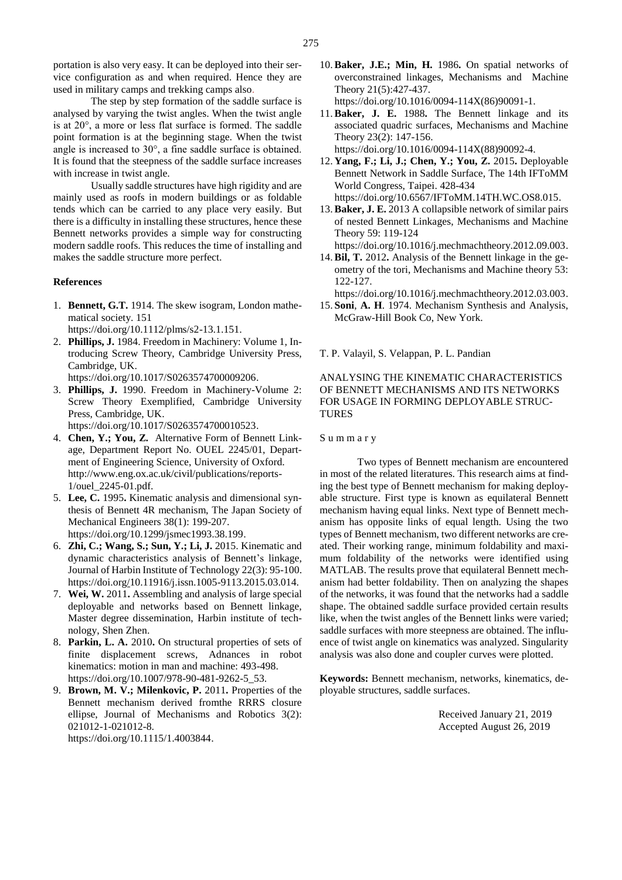portation is also very easy. It can be deployed into their service configuration as and when required. Hence they are used in military camps and trekking camps also.

The step by step formation of the saddle surface is analysed by varying the twist angles. When the twist angle is at 20°, a more or less flat surface is formed. The saddle point formation is at the beginning stage. When the twist angle is increased to 30°, a fine saddle surface is obtained. It is found that the steepness of the saddle surface increases with increase in twist angle.

Usually saddle structures have high rigidity and are mainly used as roofs in modern buildings or as foldable tends which can be carried to any place very easily. But there is a difficulty in installing these structures, hence these Bennett networks provides a simple way for constructing modern saddle roofs. This reduces the time of installing and makes the saddle structure more perfect.

### References

1. **Bennett, G.T.** 1914. The skew isogram, London mathematical society. 151 https://doi.org/10.1112/plms/s2-13.1.151.
2. **Phillips, J.** 1984. Freedom in Machinery: Volume 1, Introducing Screw Theory, Cambridge University Press, Cambridge, UK. https://doi.org/10.1017/S0263574700009206.
3. **Phillips, J.** 1990. Freedom in Machinery-Volume 2: Screw Theory Exemplified, Cambridge University Press, Cambridge, UK. https://doi.org/10.1017/S0263574700010523.
4. **Chen, Y.; You, Z.** Alternative Form of Bennett Linkage, Department Report No. OUEL 2245/01, Department of Engineering Science, University of Oxford. http://www.eng.ox.ac.uk/civil/publications/reports-1/ouel_2245-01.pdf.
5. **Lee, C.** 1995**.** Kinematic analysis and dimensional synthesis of Bennett 4R mechanism, The Japan Society of Mechanical Engineers 38(1): 199-207. https://doi.org/10.1299/jsmec1993.38.199.
6. **Zhi, C.; Wang, S.; Sun, Y.; Li, J.** 2015. Kinematic and dynamic characteristics analysis of Bennett's linkage, Journal of Harbin Institute of Technology 22(3): 95-100. https://doi.org/10.11916/j.issn.1005-9113.2015.03.014.
7. **Wei, W.** 2011**.** Assembling and analysis of large special deployable and networks based on Bennett linkage, Master degree dissemination, Harbin institute of technology, Shen Zhen.
8. **Parkin, L. A.** 2010**.** On structural properties of sets of finite displacement screws, Adnances in robot kinematics: motion in man and machine: 493-498. https://doi.org/10.1007/978-90-481-9262-5_53.
9. **Brown, M. V.; Milenkovic, P.** 2011**.** Properties of the Bennett mechanism derived fromthe RRRS closure ellipse, Journal of Mechanisms and Robotics 3(2): 021012-1-021012-8. https://doi.org/10.1115/1.4003844.
10. **Baker, J.E.; Min, H.** 1986**.** On spatial networks of overconstrained linkages, Mechanisms and Machine Theory 21(5):427-437. https://doi.org/10.1016/0094-114X(86)90091-1.
11. **Baker, J. E.** 1988**.** The Bennett linkage and its associated quadric surfaces, Mechanisms and Machine Theory 23(2): 147-156. https://doi.org/10.1016/0094-114X(88)90092-4.
12. **Yang, F.; Li, J.; Chen, Y.; You, Z.** 2015**.** Deployable Bennett Network in Saddle Surface, The 14th IFToMM World Congress, Taipei. 428-434 https://doi.org/10.6567/IFToMM.14TH.WC.OS8.015.
13. **Baker, J. E.** 2013 A collapsible network of similar pairs of nested Bennett Linkages, Mechanisms and Machine Theory 59: 119-124 https://doi.org/10.1016/j.mechmachtheory.2012.09.003.
14. **Bil, T.** 2012**.** Analysis of the Bennett linkage in the geometry of the tori, Mechanisms and Machine theory 53: 122-127. https://doi.org/10.1016/j.mechmachtheory.2012.03.003.
15. **Soni**, **A. H**. 1974. Mechanism Synthesis and Analysis, McGraw-Hill Book Co, New York.

T. P. Valayil, S. Velappan, P. L. Pandian

ANALYSING THE KINEMATIC CHARACTERISTICS OF BENNETT MECHANISMS AND ITS NETWORKS FOR USAGE IN FORMING DEPLOYABLE STRUCTURES

S u m m a r y

Two types of Bennett mechanism are encountered in most of the related literatures. This research aims at finding the best type of Bennett mechanism for making deployable structure. First type is known as equilateral Bennett mechanism having equal links. Next type of Bennett mechanism has opposite links of equal length. Using the two types of Bennett mechanism, two different networks are created. Their working range, minimum foldability and maximum foldability of the networks were identified using MATLAB. The results prove that equilateral Bennett mechanism had better foldability. Then on analyzing the shapes of the networks, it was found that the networks had a saddle shape. The obtained saddle surface provided certain results like, when the twist angles of the Bennett links were varied; saddle surfaces with more steepness are obtained. The influence of twist angle on kinematics was analyzed. Singularity analysis was also done and coupler curves were plotted.

**Keywords:** Bennett mechanism, networks, kinematics, deployable structures, saddle surfaces.

Received January 21, 2019
Accepted August 26, 2019